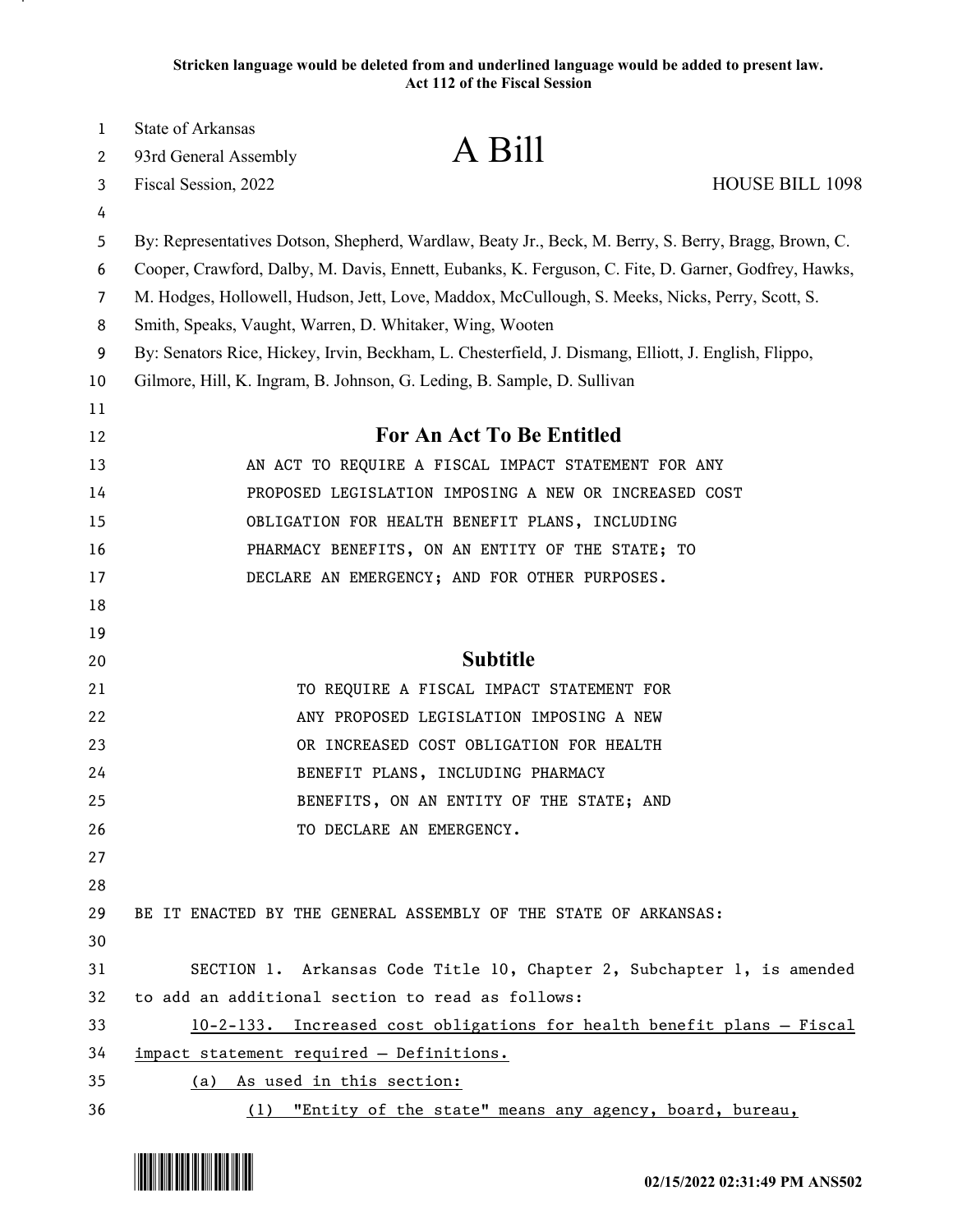**Stricken language would be deleted from and underlined language would be added to present law.**
**Act 112 of the Fiscal Session**

State of Arkansas
93rd General Assembly

# A Bill

Fiscal Session, 2022 HOUSE BILL 1098

By: Representatives Dotson, Shepherd, Wardlaw, Beaty Jr., Beck, M. Berry, S. Berry, Bragg, Brown, C. Cooper, Crawford, Dalby, M. Davis, Ennett, Eubanks, K. Ferguson, C. Fite, D. Garner, Godfrey, Hawks, M. Hodges, Hollowell, Hudson, Jett, Love, Maddox, McCullough, S. Meeks, Nicks, Perry, Scott, S. Smith, Speaks, Vaught, Warren, D. Whitaker, Wing, Wooten

By: Senators Rice, Hickey, Irvin, Beckham, L. Chesterfield, J. Dismang, Elliott, J. English, Flippo, Gilmore, Hill, K. Ingram, B. Johnson, G. Leding, B. Sample, D. Sullivan

## For An Act To Be Entitled

AN ACT TO REQUIRE A FISCAL IMPACT STATEMENT FOR ANY PROPOSED LEGISLATION IMPOSING A NEW OR INCREASED COST OBLIGATION FOR HEALTH BENEFIT PLANS, INCLUDING PHARMACY BENEFITS, ON AN ENTITY OF THE STATE; TO DECLARE AN EMERGENCY; AND FOR OTHER PURPOSES.

## Subtitle

TO REQUIRE A FISCAL IMPACT STATEMENT FOR ANY PROPOSED LEGISLATION IMPOSING A NEW OR INCREASED COST OBLIGATION FOR HEALTH BENEFIT PLANS, INCLUDING PHARMACY BENEFITS, ON AN ENTITY OF THE STATE; AND TO DECLARE AN EMERGENCY.

BE IT ENACTED BY THE GENERAL ASSEMBLY OF THE STATE OF ARKANSAS:

SECTION 1. Arkansas Code Title 10, Chapter 2, Subchapter 1, is amended to add an additional section to read as follows:

<u>10-2-133. Increased cost obligations for health benefit plans — Fiscal impact statement required — Definitions.</u>

<u>(a) As used in this section:</u>

<u>(1) "Entity of the state" means any agency, board, bureau,</u>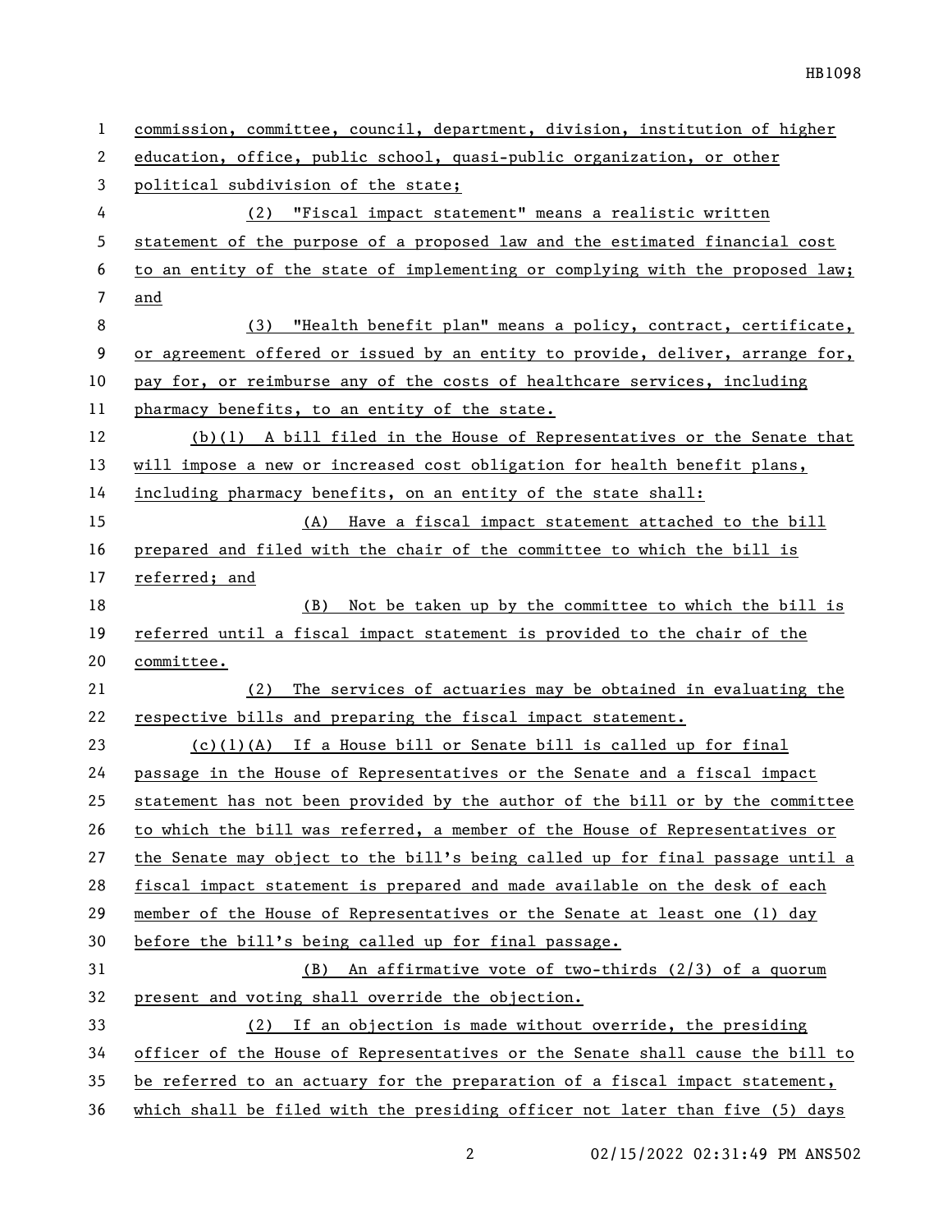commission, committee, council, department, division, institution of higher education, office, public school, quasi-public organization, or other political subdivision of the state;

(2) "Fiscal impact statement" means a realistic written statement of the purpose of a proposed law and the estimated financial cost to an entity of the state of implementing or complying with the proposed law; and

(3) "Health benefit plan" means a policy, contract, certificate, or agreement offered or issued by an entity to provide, deliver, arrange for, pay for, or reimburse any of the costs of healthcare services, including pharmacy benefits, to an entity of the state.

(b)(1) A bill filed in the House of Representatives or the Senate that will impose a new or increased cost obligation for health benefit plans, including pharmacy benefits, on an entity of the state shall:

(A) Have a fiscal impact statement attached to the bill prepared and filed with the chair of the committee to which the bill is referred; and

(B) Not be taken up by the committee to which the bill is referred until a fiscal impact statement is provided to the chair of the committee.

(2) The services of actuaries may be obtained in evaluating the respective bills and preparing the fiscal impact statement.

(c)(1)(A) If a House bill or Senate bill is called up for final passage in the House of Representatives or the Senate and a fiscal impact statement has not been provided by the author of the bill or by the committee to which the bill was referred, a member of the House of Representatives or the Senate may object to the bill's being called up for final passage until a fiscal impact statement is prepared and made available on the desk of each member of the House of Representatives or the Senate at least one (1) day before the bill's being called up for final passage.

(B) An affirmative vote of two-thirds (2/3) of a quorum present and voting shall override the objection.

(2) If an objection is made without override, the presiding officer of the House of Representatives or the Senate shall cause the bill to be referred to an actuary for the preparation of a fiscal impact statement, which shall be filed with the presiding officer not later than five (5) days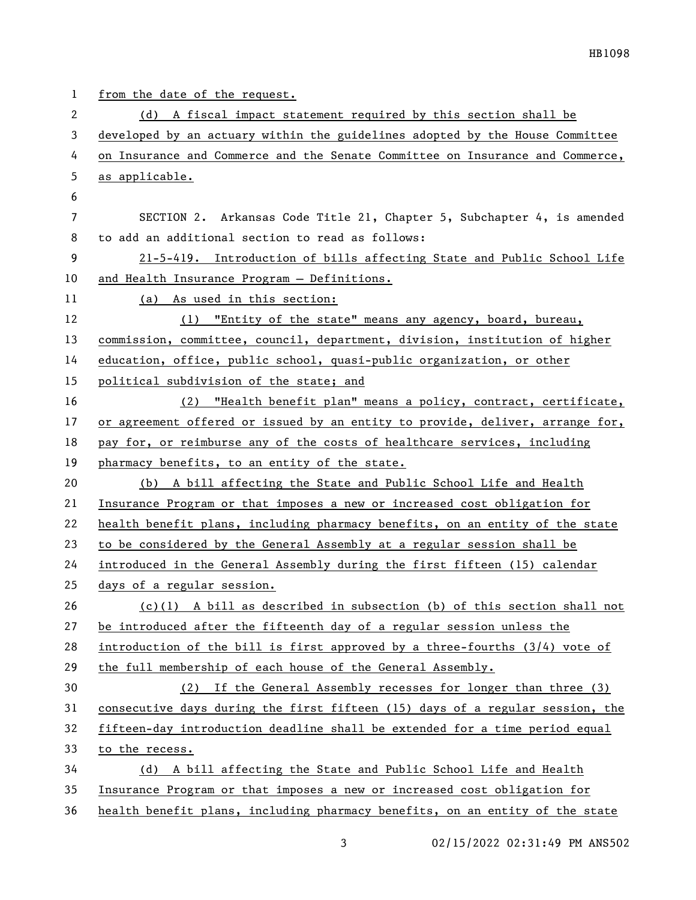from the date of the request.

(d) A fiscal impact statement required by this section shall be developed by an actuary within the guidelines adopted by the House Committee on Insurance and Commerce and the Senate Committee on Insurance and Commerce, as applicable.

SECTION 2. Arkansas Code Title 21, Chapter 5, Subchapter 4, is amended to add an additional section to read as follows:

21-5-419. Introduction of bills affecting State and Public School Life and Health Insurance Program — Definitions.

(a) As used in this section:

(1) "Entity of the state" means any agency, board, bureau, commission, committee, council, department, division, institution of higher education, office, public school, quasi-public organization, or other political subdivision of the state; and

(2) "Health benefit plan" means a policy, contract, certificate, or agreement offered or issued by an entity to provide, deliver, arrange for, pay for, or reimburse any of the costs of healthcare services, including pharmacy benefits, to an entity of the state.

(b) A bill affecting the State and Public School Life and Health Insurance Program or that imposes a new or increased cost obligation for health benefit plans, including pharmacy benefits, on an entity of the state to be considered by the General Assembly at a regular session shall be introduced in the General Assembly during the first fifteen (15) calendar days of a regular session.

(c)(1) A bill as described in subsection (b) of this section shall not be introduced after the fifteenth day of a regular session unless the introduction of the bill is first approved by a three-fourths (3/4) vote of the full membership of each house of the General Assembly.

(2) If the General Assembly recesses for longer than three (3) consecutive days during the first fifteen (15) days of a regular session, the fifteen-day introduction deadline shall be extended for a time period equal to the recess.

(d) A bill affecting the State and Public School Life and Health Insurance Program or that imposes a new or increased cost obligation for health benefit plans, including pharmacy benefits, on an entity of the state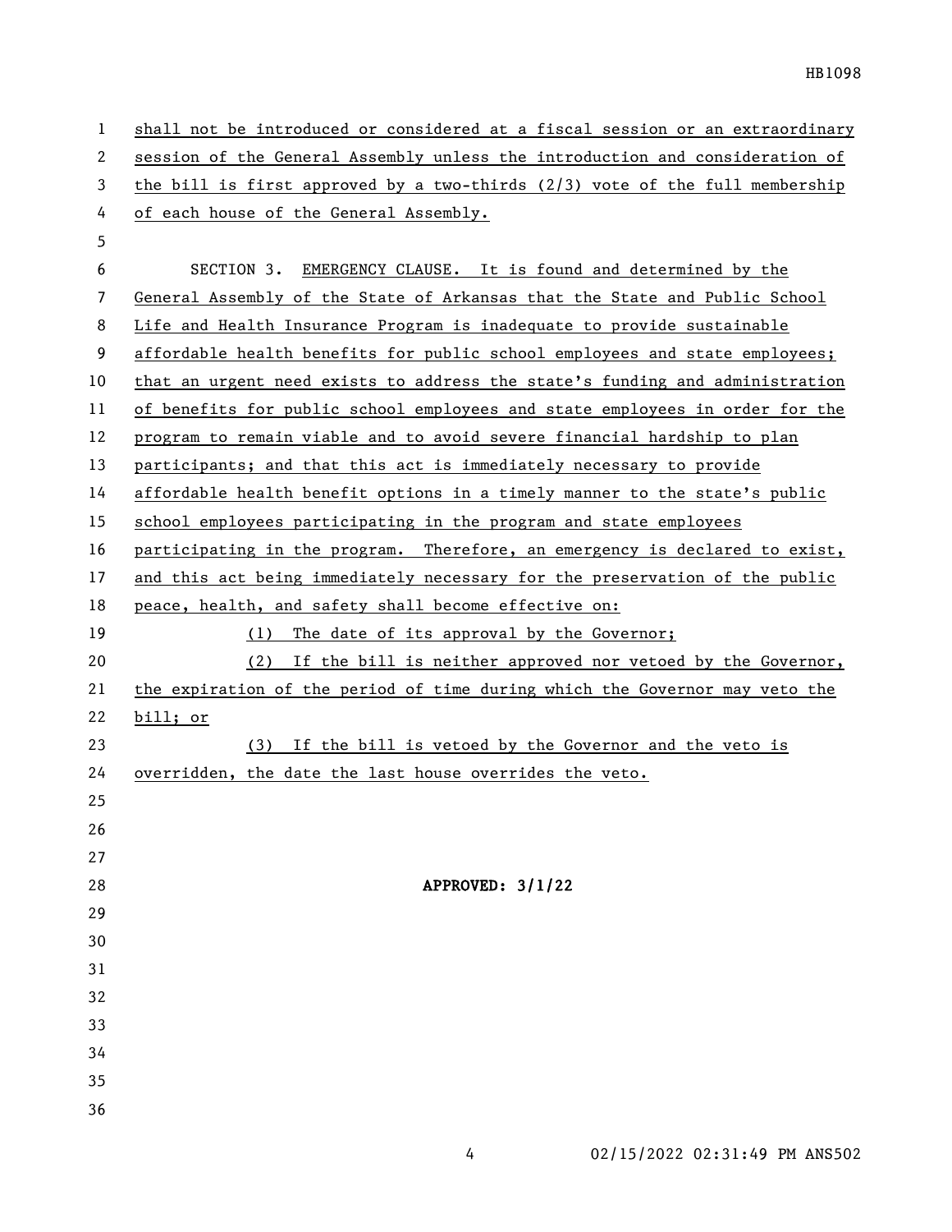shall not be introduced or considered at a fiscal session or an extraordinary session of the General Assembly unless the introduction and consideration of the bill is first approved by a two-thirds (2/3) vote of the full membership of each house of the General Assembly.

SECTION 3. EMERGENCY CLAUSE. It is found and determined by the General Assembly of the State of Arkansas that the State and Public School Life and Health Insurance Program is inadequate to provide sustainable affordable health benefits for public school employees and state employees; that an urgent need exists to address the state's funding and administration of benefits for public school employees and state employees in order for the program to remain viable and to avoid severe financial hardship to plan participants; and that this act is immediately necessary to provide affordable health benefit options in a timely manner to the state's public school employees participating in the program and state employees participating in the program. Therefore, an emergency is declared to exist, and this act being immediately necessary for the preservation of the public peace, health, and safety shall become effective on:

(1) The date of its approval by the Governor;

(2) If the bill is neither approved nor vetoed by the Governor, the expiration of the period of time during which the Governor may veto the bill; or

(3) If the bill is vetoed by the Governor and the veto is overridden, the date the last house overrides the veto.

**APPROVED: 3/1/22**